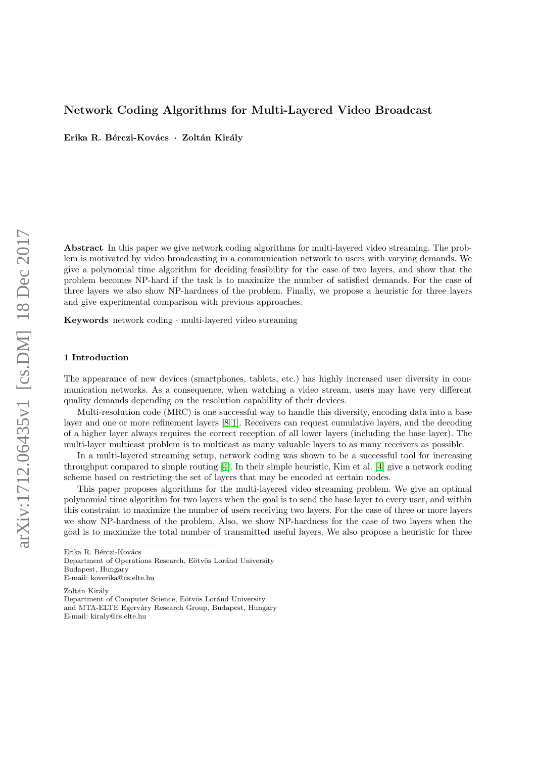# Network Coding Algorithms for Multi-Layered Video Broadcast

**Erika R. Bérczi-Kovács · Zoltán Király**

**Abstract** In this paper we give network coding algorithms for multi-layered video streaming. The problem is motivated by video broadcasting in a communication network to users with varying demands. We give a polynomial time algorithm for deciding feasibility for the case of two layers, and show that the problem becomes NP-hard if the task is to maximize the number of satisfied demands. For the case of three layers we also show NP-hardness of the problem. Finally, we propose a heuristic for three layers and give experimental comparison with previous approaches.

**Keywords** network coding · multi-layered video streaming

## 1 Introduction

The appearance of new devices (smartphones, tablets, etc.) has highly increased user diversity in communication networks. As a consequence, when watching a video stream, users may have very different quality demands depending on the resolution capability of their devices.

Multi-resolution code (MRC) is one successful way to handle this diversity, encoding data into a base layer and one or more refinement layers [8,1]. Receivers can request cumulative layers, and the decoding of a higher layer always requires the correct reception of all lower layers (including the base layer). The multi-layer multicast problem is to multicast as many valuable layers to as many receivers as possible.

In a multi-layered streaming setup, network coding was shown to be a successful tool for increasing throughput compared to simple routing [4]. In their simple heuristic, Kim et al. [4] give a network coding scheme based on restricting the set of layers that may be encoded at certain nodes.

This paper proposes algorithms for the multi-layered video streaming problem. We give an optimal polynomial time algorithm for two layers when the goal is to send the base layer to every user, and within this constraint to maximize the number of users receiving two layers. For the case of three or more layers we show NP-hardness of the problem. Also, we show NP-hardness for the case of two layers when the goal is to maximize the total number of transmitted useful layers. We also propose a heuristic for three

---

Erika R. Bérczi-Kovács
Department of Operations Research, Eötvös Loránd University
Budapest, Hungary
E-mail: koverika@cs.elte.hu

Zoltán Király
Department of Computer Science, Eötvös Loránd University
and MTA-ELTE Egerváry Research Group, Budapest, Hungary
E-mail: kiraly@cs.elte.hu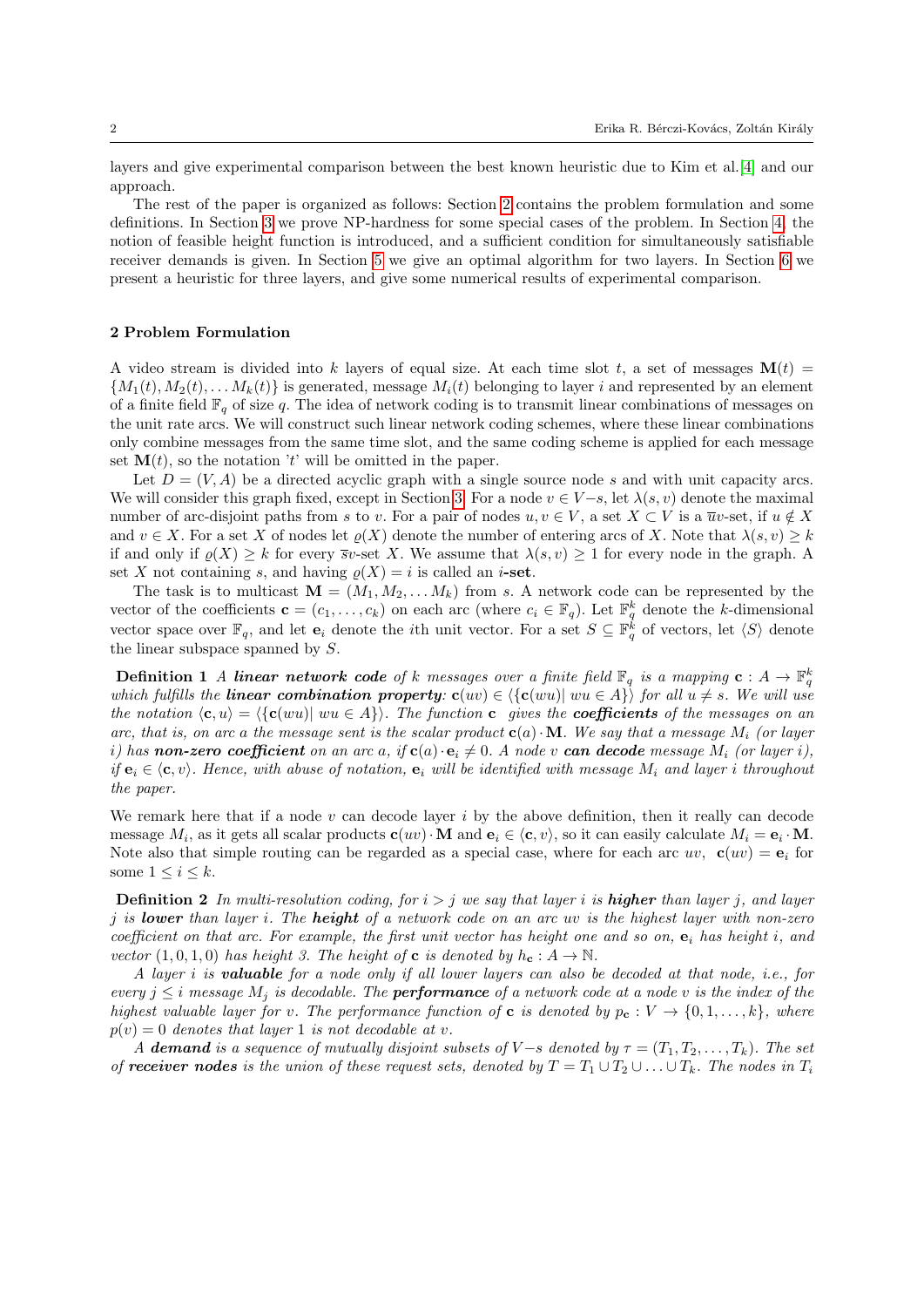layers and give experimental comparison between the best known heuristic due to Kim et al.[4] and our approach.

The rest of the paper is organized as follows: Section 2 contains the problem formulation and some definitions. In Section 3 we prove NP-hardness for some special cases of the problem. In Section 4, the notion of feasible height function is introduced, and a sufficient condition for simultaneously satisfiable receiver demands is given. In Section 5 we give an optimal algorithm for two layers. In Section 6 we present a heuristic for three layers, and give some numerical results of experimental comparison.

## 2 Problem Formulation

A video stream is divided into $k$ layers of equal size. At each time slot $t$, a set of messages $\mathbf{M}(t) = \{M_1(t), M_2(t), \ldots M_k(t)\}$ is generated, message $M_i(t)$ belonging to layer $i$ and represented by an element of a finite field $\mathbb{F}_q$ of size $q$. The idea of network coding is to transmit linear combinations of messages on the unit rate arcs. We will construct such linear network coding schemes, where these linear combinations only combine messages from the same time slot, and the same coding scheme is applied for each message set $\mathbf{M}(t)$, so the notation '$t$' will be omitted in the paper.

Let $D = (V, A)$ be a directed acyclic graph with a single source node $s$ and with unit capacity arcs. We will consider this graph fixed, except in Section 3. For a node $v \in V - s$, let $\lambda(s, v)$ denote the maximal number of arc-disjoint paths from $s$ to $v$. For a pair of nodes $u, v \in V$, a set $X \subset V$ is a $\overline{u}v$-set, if $u \notin X$ and $v \in X$. For a set $X$ of nodes let $\varrho(X)$ denote the number of entering arcs of $X$. Note that $\lambda(s, v) \geq k$ if and only if $\varrho(X) \geq k$ for every $\overline{s}v$-set $X$. We assume that $\lambda(s, v) \geq 1$ for every node in the graph. A set $X$ not containing $s$, and having $\varrho(X) = i$ is called an ***i*-set**.

The task is to multicast $\mathbf{M} = (M_1, M_2, \ldots M_k)$ from $s$. A network code can be represented by the vector of the coefficients $\mathbf{c} = (c_1, \ldots, c_k)$ on each arc (where $c_i \in \mathbb{F}_q$). Let $\mathbb{F}_q^k$ denote the $k$-dimensional vector space over $\mathbb{F}_q$, and let $\mathbf{e}_i$ denote the $i$th unit vector. For a set $S \subseteq \mathbb{F}_q^k$ of vectors, let $\langle S \rangle$ denote the linear subspace spanned by $S$.

**Definition 1** *A **linear network code** of $k$ messages over a finite field $\mathbb{F}_q$ is a mapping $\mathbf{c} : A \to \mathbb{F}_q^k$ which fulfills the **linear combination property**: $\mathbf{c}(uv) \in \langle \{\mathbf{c}(wu) | \; wu \in A\} \rangle$ for all $u \neq s$. We will use the notation $\langle \mathbf{c}, u \rangle = \langle \{\mathbf{c}(wu) | \; wu \in A\} \rangle$. The function $\mathbf{c}$ gives the **coefficients** of the messages on an arc, that is, on arc $a$ the message sent is the scalar product $\mathbf{c}(a) \cdot \mathbf{M}$. We say that a message $M_i$ (or layer $i$) has **non-zero coefficient** on an arc $a$, if $\mathbf{c}(a) \cdot \mathbf{e}_i \neq 0$. A node $v$ **can decode** message $M_i$ (or layer $i$), if $\mathbf{e}_i \in \langle \mathbf{c}, v \rangle$. Hence, with abuse of notation, $\mathbf{e}_i$ will be identified with message $M_i$ and layer $i$ throughout the paper.*

We remark here that if a node $v$ can decode layer $i$ by the above definition, then it really can decode message $M_i$, as it gets all scalar products $\mathbf{c}(uv) \cdot \mathbf{M}$ and $\mathbf{e}_i \in \langle \mathbf{c}, v \rangle$, so it can easily calculate $M_i = \mathbf{e}_i \cdot \mathbf{M}$. Note also that simple routing can be regarded as a special case, where for each arc $uv$, $\mathbf{c}(uv) = \mathbf{e}_i$ for some $1 \leq i \leq k$.

**Definition 2** *In multi-resolution coding, for $i > j$ we say that layer $i$ is **higher** than layer $j$, and layer $j$ is **lower** than layer $i$. The **height** of a network code on an arc $uv$ is the highest layer with non-zero coefficient on that arc. For example, the first unit vector has height one and so on, $\mathbf{e}_i$ has height $i$, and vector $(1, 0, 1, 0)$ has height 3. The height of $\mathbf{c}$ is denoted by $h_{\mathbf{c}} : A \to \mathbb{N}$.*

*A layer $i$ is **valuable** for a node only if all lower layers can also be decoded at that node, i.e., for every $j \leq i$ message $M_j$ is decodable. The **performance** of a network code at a node $v$ is the index of the highest valuable layer for $v$. The performance function of $\mathbf{c}$ is denoted by $p_{\mathbf{c}} : V \to \{0, 1, \ldots, k\}$, where $p(v) = 0$ denotes that layer 1 is not decodable at $v$.*

*A **demand** is a sequence of mutually disjoint subsets of $V - s$ denoted by $\tau = (T_1, T_2, \ldots, T_k)$. The set of **receiver nodes** is the union of these request sets, denoted by $T = T_1 \cup T_2 \cup \ldots \cup T_k$. The nodes in $T_i$*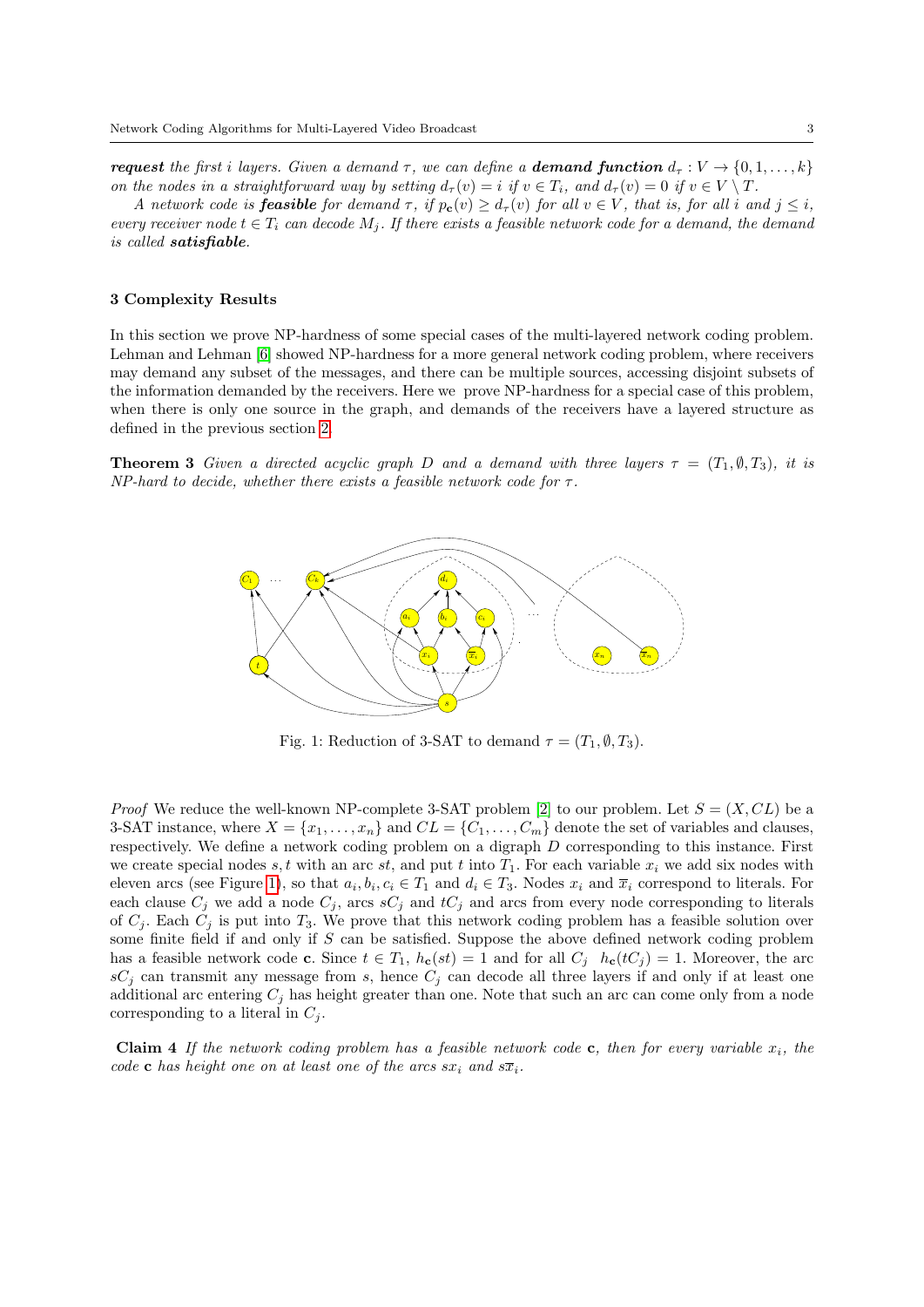***request*** *the first $i$ layers. Given a demand $\tau$, we can define a* ***demand function*** $d_\tau : V \to \{0, 1, \ldots, k\}$ *on the nodes in a straightforward way by setting $d_\tau(v) = i$ if $v \in T_i$, and $d_\tau(v) = 0$ if $v \in V \setminus T$.*

*A network code is* ***feasible*** *for demand $\tau$, if $p_{\mathbf{c}}(v) \geq d_\tau(v)$ for all $v \in V$, that is, for all $i$ and $j \leq i$, every receiver node $t \in T_i$ can decode $M_j$. If there exists a feasible network code for a demand, the demand is called* ***satisfiable****.*

## 3 Complexity Results

In this section we prove NP-hardness of some special cases of the multi-layered network coding problem. Lehman and Lehman [6] showed NP-hardness for a more general network coding problem, where receivers may demand any subset of the messages, and there can be multiple sources, accessing disjoint subsets of the information demanded by the receivers. Here we prove NP-hardness for a special case of this problem, when there is only one source in the graph, and demands of the receivers have a layered structure as defined in the previous section 2.

**Theorem 3** *Given a directed acyclic graph $D$ and a demand with three layers $\tau = (T_1, \emptyset, T_3)$, it is NP-hard to decide, whether there exists a feasible network code for $\tau$.*

Fig. 1: Reduction of 3-SAT to demand $\tau = (T_1, \emptyset, T_3)$.

*Proof* We reduce the well-known NP-complete 3-SAT problem [2] to our problem. Let $S = (X, CL)$ be a 3-SAT instance, where $X = \{x_1, \ldots, x_n\}$ and $CL = \{C_1, \ldots, C_m\}$ denote the set of variables and clauses, respectively. We define a network coding problem on a digraph $D$ corresponding to this instance. First we create special nodes $s, t$ with an arc $st$, and put $t$ into $T_1$. For each variable $x_i$ we add six nodes with eleven arcs (see Figure 1), so that $a_i, b_i, c_i \in T_1$ and $d_i \in T_3$. Nodes $x_i$ and $\overline{x}_i$ correspond to literals. For each clause $C_j$ we add a node $C_j$, arcs $sC_j$ and $tC_j$ and arcs from every node corresponding to literals of $C_j$. Each $C_j$ is put into $T_3$. We prove that this network coding problem has a feasible solution over some finite field if and only if $S$ can be satisfied. Suppose the above defined network coding problem has a feasible network code $\mathbf{c}$. Since $t \in T_1$, $h_{\mathbf{c}}(st) = 1$ and for all $C_j$ $h_{\mathbf{c}}(tC_j) = 1$. Moreover, the arc $sC_j$ can transmit any message from $s$, hence $C_j$ can decode all three layers if and only if at least one additional arc entering $C_j$ has height greater than one. Note that such an arc can come only from a node corresponding to a literal in $C_j$.

**Claim 4** *If the network coding problem has a feasible network code $\mathbf{c}$, then for every variable $x_i$, the code $\mathbf{c}$ has height one on at least one of the arcs $sx_i$ and $s\overline{x}_i$.*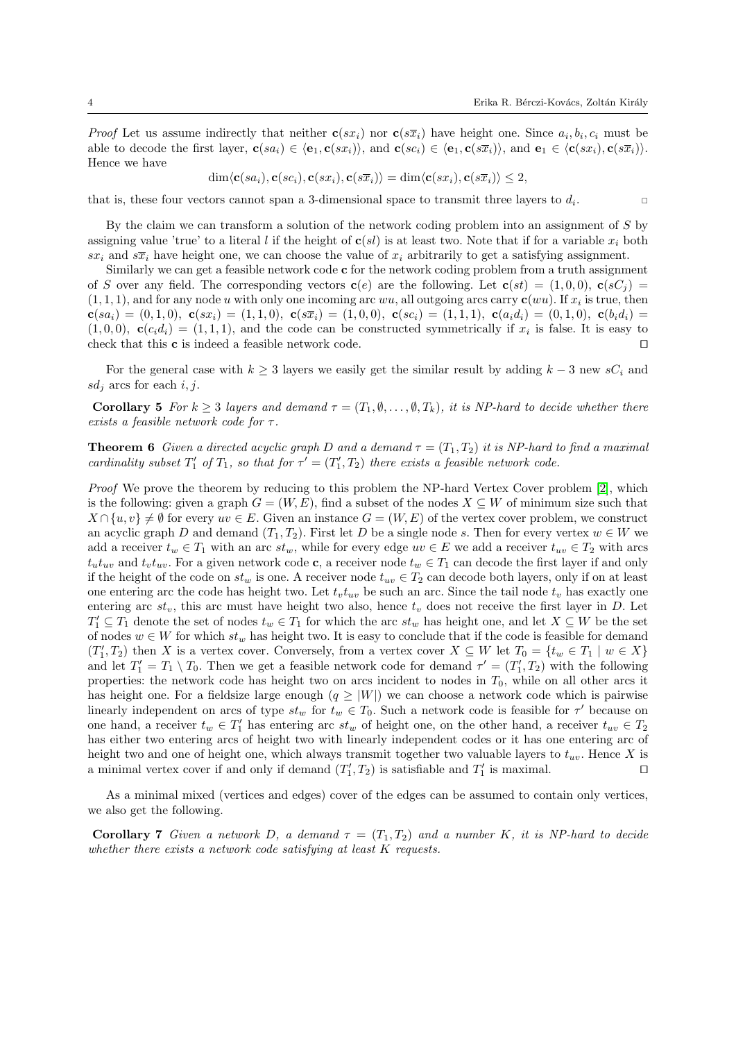*Proof* Let us assume indirectly that neither $\mathbf{c}(sx_i)$ nor $\mathbf{c}(s\overline{x}_i)$ have height one. Since $a_i, b_i, c_i$ must be able to decode the first layer, $\mathbf{c}(sa_i) \in \langle \mathbf{e}_1, \mathbf{c}(sx_i)\rangle$, and $\mathbf{c}(sc_i) \in \langle \mathbf{e}_1, \mathbf{c}(s\overline{x}_i)\rangle$, and $\mathbf{e}_1 \in \langle \mathbf{c}(sx_i), \mathbf{c}(s\overline{x}_i)\rangle$. Hence we have

$$\dim\langle \mathbf{c}(sa_i), \mathbf{c}(sc_i), \mathbf{c}(sx_i), \mathbf{c}(s\overline{x}_i)\rangle = \dim\langle \mathbf{c}(sx_i), \mathbf{c}(s\overline{x}_i)\rangle \le 2,$$

that is, these four vectors cannot span a 3-dimensional space to transmit three layers to $d_i$. □

By the claim we can transform a solution of the network coding problem into an assignment of $S$ by assigning value 'true' to a literal $l$ if the height of $\mathbf{c}(sl)$ is at least two. Note that if for a variable $x_i$ both $sx_i$ and $s\overline{x}_i$ have height one, we can choose the value of $x_i$ arbitrarily to get a satisfying assignment.

Similarly we can get a feasible network code $\mathbf{c}$ for the network coding problem from a truth assignment of $S$ over any field. The corresponding vectors $\mathbf{c}(e)$ are the following. Let $\mathbf{c}(st) = (1,0,0)$, $\mathbf{c}(sC_j) = (1,1,1)$, and for any node $u$ with only one incoming arc $wu$, all outgoing arcs carry $\mathbf{c}(wu)$. If $x_i$ is true, then $\mathbf{c}(sa_i) = (0,1,0)$, $\mathbf{c}(sx_i) = (1,1,0)$, $\mathbf{c}(s\overline{x}_i) = (1,0,0)$, $\mathbf{c}(sc_i) = (1,1,1)$, $\mathbf{c}(a_id_i) = (0,1,0)$, $\mathbf{c}(b_id_i) = (1,0,0)$, $\mathbf{c}(c_id_i) = (1,1,1)$, and the code can be constructed symmetrically if $x_i$ is false. It is easy to check that this $\mathbf{c}$ is indeed a feasible network code. ⊓⊔

For the general case with $k \ge 3$ layers we easily get the similar result by adding $k-3$ new $sC_i$ and $sd_j$ arcs for each $i, j$.

**Corollary 5** *For $k \ge 3$ layers and demand $\tau = (T_1, \emptyset, \dots, \emptyset, T_k)$, it is NP-hard to decide whether there exists a feasible network code for $\tau$.*

**Theorem 6** *Given a directed acyclic graph $D$ and a demand $\tau = (T_1, T_2)$ it is NP-hard to find a maximal cardinality subset $T_1'$ of $T_1$, so that for $\tau' = (T_1', T_2)$ there exists a feasible network code.*

*Proof* We prove the theorem by reducing to this problem the NP-hard Vertex Cover problem [2], which is the following: given a graph $G = (W, E)$, find a subset of the nodes $X \subseteq W$ of minimum size such that $X \cap \{u, v\} \neq \emptyset$ for every $uv \in E$. Given an instance $G = (W, E)$ of the vertex cover problem, we construct an acyclic graph $D$ and demand $(T_1, T_2)$. First let $D$ be a single node $s$. Then for every vertex $w \in W$ we add a receiver $t_w \in T_1$ with an arc $st_w$, while for every edge $uv \in E$ we add a receiver $t_{uv} \in T_2$ with arcs $t_ut_{uv}$ and $t_vt_{uv}$. For a given network code $\mathbf{c}$, a receiver node $t_w \in T_1$ can decode the first layer if and only if the height of the code on $st_w$ is one. A receiver node $t_{uv} \in T_2$ can decode both layers, only if on at least one entering arc the code has height two. Let $t_vt_{uv}$ be such an arc. Since the tail node $t_v$ has exactly one entering arc $st_v$, this arc must have height two also, hence $t_v$ does not receive the first layer in $D$. Let $T_1' \subseteq T_1$ denote the set of nodes $t_w \in T_1$ for which the arc $st_w$ has height one, and let $X \subseteq W$ be the set of nodes $w \in W$ for which $st_w$ has height two. It is easy to conclude that if the code is feasible for demand $(T_1', T_2)$ then $X$ is a vertex cover. Conversely, from a vertex cover $X \subseteq W$ let $T_0 = \{t_w \in T_1 \mid w \in X\}$ and let $T_1' = T_1 \setminus T_0$. Then we get a feasible network code for demand $\tau' = (T_1', T_2)$ with the following properties: the network code has height two on arcs incident to nodes in $T_0$, while on all other arcs it has height one. For a fieldsize large enough ($q \ge |W|$) we can choose a network code which is pairwise linearly independent on arcs of type $st_w$ for $t_w \in T_0$. Such a network code is feasible for $\tau'$ because on one hand, a receiver $t_w \in T_1'$ has entering arc $st_w$ of height one, on the other hand, a receiver $t_{uv} \in T_2$ has either two entering arcs of height two with linearly independent codes or it has one entering arc of height two and one of height one, which always transmit together two valuable layers to $t_{uv}$. Hence $X$ is a minimal vertex cover if and only if demand $(T_1', T_2)$ is satisfiable and $T_1'$ is maximal. ⊓⊔

As a minimal mixed (vertices and edges) cover of the edges can be assumed to contain only vertices, we also get the following.

**Corollary 7** *Given a network $D$, a demand $\tau = (T_1, T_2)$ and a number $K$, it is NP-hard to decide whether there exists a network code satisfying at least $K$ requests.*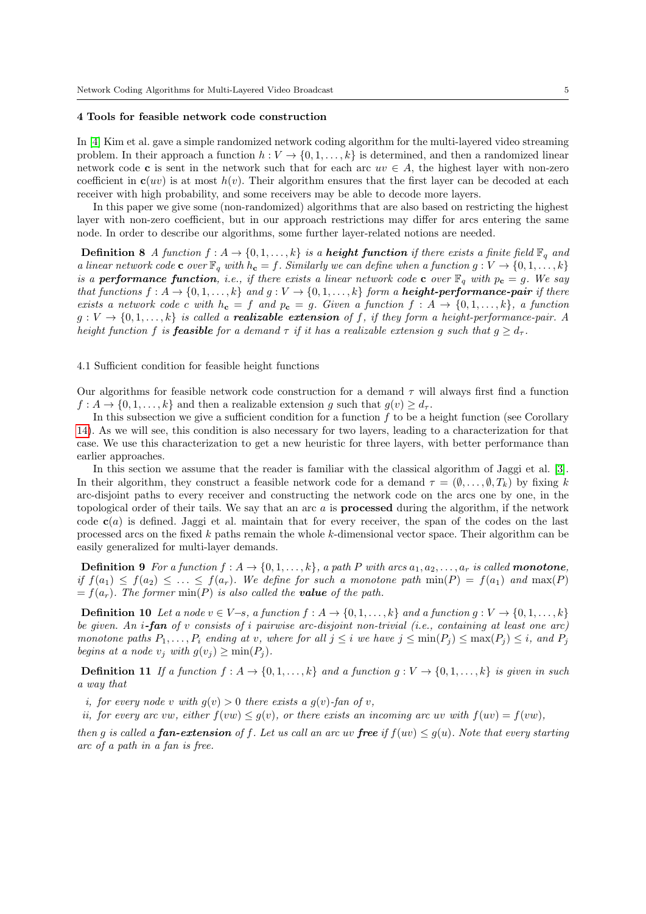## 4 Tools for feasible network code construction

In [4] Kim et al. gave a simple randomized network coding algorithm for the multi-layered video streaming problem. In their approach a function $h : V \to \{0, 1, \dots, k\}$ is determined, and then a randomized linear network code $\mathbf{c}$ is sent in the network such that for each arc $uv \in A$, the highest layer with non-zero coefficient in $\mathbf{c}(uv)$ is at most $h(v)$. Their algorithm ensures that the first layer can be decoded at each receiver with high probability, and some receivers may be able to decode more layers.

In this paper we give some (non-randomized) algorithms that are also based on restricting the highest layer with non-zero coefficient, but in our approach restrictions may differ for arcs entering the same node. In order to describe our algorithms, some further layer-related notions are needed.

**Definition 8** *A function $f : A \to \{0, 1, \dots, k\}$ is a **height function** if there exists a finite field $\mathbb{F}_q$ and a linear network code $\mathbf{c}$ over $\mathbb{F}_q$ with $h_{\mathbf{c}} = f$. Similarly we can define when a function $g : V \to \{0, 1, \dots, k\}$ is a **performance function**, i.e., if there exists a linear network code $\mathbf{c}$ over $\mathbb{F}_q$ with $p_{\mathbf{c}} = g$. We say that functions $f : A \to \{0, 1, \dots, k\}$ and $g : V \to \{0, 1, \dots, k\}$ form a **height-performance-pair** if there exists a network code $c$ with $h_{\mathbf{c}} = f$ and $p_{\mathbf{c}} = g$. Given a function $f : A \to \{0, 1, \dots, k\}$, a function $g : V \to \{0, 1, \dots, k\}$ is called a **realizable extension** of $f$, if they form a height-performance-pair. A height function $f$ is **feasible** for a demand $\tau$ if it has a realizable extension $g$ such that $g \geq d_\tau$.*

### 4.1 Sufficient condition for feasible height functions

Our algorithms for feasible network code construction for a demand $\tau$ will always first find a function $f : A \to \{0, 1, \dots, k\}$ and then a realizable extension $g$ such that $g(v) \geq d_\tau$.

In this subsection we give a sufficient condition for a function $f$ to be a height function (see Corollary 14). As we will see, this condition is also necessary for two layers, leading to a characterization for that case. We use this characterization to get a new heuristic for three layers, with better performance than earlier approaches.

In this section we assume that the reader is familiar with the classical algorithm of Jaggi et al. [3]. In their algorithm, they construct a feasible network code for a demand $\tau = (\emptyset, \dots, \emptyset, T_k)$ by fixing $k$ arc-disjoint paths to every receiver and constructing the network code on the arcs one by one, in the topological order of their tails. We say that an arc $a$ is **processed** during the algorithm, if the network code $\mathbf{c}(a)$ is defined. Jaggi et al. maintain that for every receiver, the span of the codes on the last processed arcs on the fixed $k$ paths remain the whole $k$-dimensional vector space. Their algorithm can be easily generalized for multi-layer demands.

**Definition 9** *For a function $f : A \to \{0, 1, \dots, k\}$, a path $P$ with arcs $a_1, a_2, \dots, a_r$ is called **monotone**, if $f(a_1) \leq f(a_2) \leq \dots \leq f(a_r)$. We define for such a monotone path $\min(P) = f(a_1)$ and $\max(P) = f(a_r)$. The former $\min(P)$ is also called the **value** of the path.*

**Definition 10** *Let a node $v \in V{-}s$, a function $f : A \to \{0, 1, \dots, k\}$ and a function $g : V \to \{0, 1, \dots, k\}$ be given. An $i$-**fan** of $v$ consists of $i$ pairwise arc-disjoint non-trivial (i.e., containing at least one arc) monotone paths $P_1, \dots, P_i$ ending at $v$, where for all $j \leq i$ we have $j \leq \min(P_j) \leq \max(P_j) \leq i$, and $P_j$ begins at a node $v_j$ with $g(v_j) \geq \min(P_j)$.*

**Definition 11** *If a function $f : A \to \{0, 1, \dots, k\}$ and a function $g : V \to \{0, 1, \dots, k\}$ is given in such a way that*

*i. for every node $v$ with $g(v) > 0$ there exists a $g(v)$-fan of $v$,*
*ii. for every arc $vw$, either $f(vw) \leq g(v)$, or there exists an incoming arc $uv$ with $f(uv) = f(vw)$,*

*then $g$ is called a **fan-extension** of $f$. Let us call an arc $uv$ **free** if $f(uv) \leq g(u)$. Note that every starting arc of a path in a fan is free.*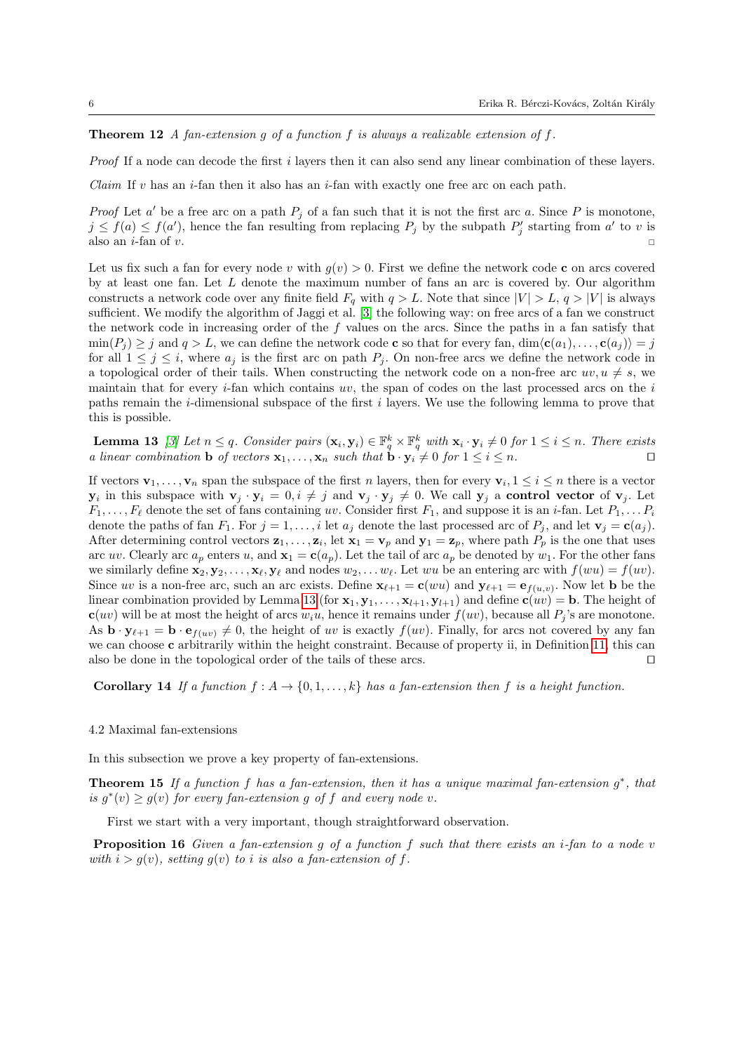**Theorem 12** *A fan-extension $g$ of a function $f$ is always a realizable extension of $f$.*

*Proof* If a node can decode the first $i$ layers then it can also send any linear combination of these layers.

*Claim* If $v$ has an $i$-fan then it also has an $i$-fan with exactly one free arc on each path.

*Proof* Let $a'$ be a free arc on a path $P_j$ of a fan such that it is not the first arc $a$. Since $P$ is monotone, $j \le f(a) \le f(a')$, hence the fan resulting from replacing $P_j$ by the subpath $P'_j$ starting from $a'$ to $v$ is also an $i$-fan of $v$. ◻

Let us fix such a fan for every node $v$ with $g(v) > 0$. First we define the network code $\mathbf{c}$ on arcs covered by at least one fan. Let $L$ denote the maximum number of fans an arc is covered by. Our algorithm constructs a network code over any finite field $F_q$ with $q > L$. Note that since $|V| > L$, $q > |V|$ is always sufficient. We modify the algorithm of Jaggi et al. [3] the following way: on free arcs of a fan we construct the network code in increasing order of the $f$ values on the arcs. Since the paths in a fan satisfy that $\min(P_j) \ge j$ and $q > L$, we can define the network code $\mathbf{c}$ so that for every fan, $\dim\langle \mathbf{c}(a_1), \ldots, \mathbf{c}(a_j)\rangle = j$ for all $1 \le j \le i$, where $a_j$ is the first arc on path $P_j$. On non-free arcs we define the network code in a topological order of their tails. When constructing the network code on a non-free arc $uv, u \ne s$, we maintain that for every $i$-fan which contains $uv$, the span of codes on the last processed arcs on the $i$ paths remain the $i$-dimensional subspace of the first $i$ layers. We use the following lemma to prove that this is possible.

**Lemma 13** [3] *Let $n \le q$. Consider pairs $(\mathbf{x}_i, \mathbf{y}_i) \in \mathbb{F}_q^k \times \mathbb{F}_q^k$ with $\mathbf{x}_i \cdot \mathbf{y}_i \ne 0$ for $1 \le i \le n$. There exists a linear combination $\mathbf{b}$ of vectors $\mathbf{x}_1, \ldots, \mathbf{x}_n$ such that $\mathbf{b} \cdot \mathbf{y}_i \ne 0$ for $1 \le i \le n$.* ◻

If vectors $\mathbf{v}_1, \ldots, \mathbf{v}_n$ span the subspace of the first $n$ layers, then for every $\mathbf{v}_i, 1 \le i \le n$ there is a vector $\mathbf{y}_i$ in this subspace with $\mathbf{v}_j \cdot \mathbf{y}_i = 0, i \ne j$ and $\mathbf{v}_j \cdot \mathbf{y}_j \ne 0$. We call $\mathbf{y}_j$ a **control vector** of $\mathbf{v}_j$. Let $F_1, \ldots, F_\ell$ denote the set of fans containing $uv$. Consider first $F_1$, and suppose it is an $i$-fan. Let $P_1, \ldots P_i$ denote the paths of fan $F_1$. For $j = 1, \ldots, i$ let $a_j$ denote the last processed arc of $P_j$, and let $\mathbf{v}_j = \mathbf{c}(a_j)$. After determining control vectors $\mathbf{z}_1, \ldots, \mathbf{z}_i$, let $\mathbf{x}_1 = \mathbf{v}_p$ and $\mathbf{y}_1 = \mathbf{z}_p$, where path $P_p$ is the one that uses arc $uv$. Clearly arc $a_p$ enters $u$, and $\mathbf{x}_1 = \mathbf{c}(a_p)$. Let the tail of arc $a_p$ be denoted by $w_1$. For the other fans we similarly define $\mathbf{x}_2, \mathbf{y}_2, \ldots, \mathbf{x}_\ell, \mathbf{y}_\ell$ and nodes $w_2, \ldots w_\ell$. Let $wu$ be an entering arc with $f(wu) = f(uv)$. Since $uv$ is a non-free arc, such an arc exists. Define $\mathbf{x}_{\ell+1} = \mathbf{c}(wu)$ and $\mathbf{y}_{\ell+1} = \mathbf{e}_{f(u,v)}$. Now let $\mathbf{b}$ be the linear combination provided by Lemma 13 (for $\mathbf{x}_1, \mathbf{y}_1, \ldots, \mathbf{x}_{l+1}, \mathbf{y}_{l+1}$) and define $\mathbf{c}(uv) = \mathbf{b}$. The height of $\mathbf{c}(uv)$ will be at most the height of arcs $w_i u$, hence it remains under $f(uv)$, because all $P_j$'s are monotone. As $\mathbf{b} \cdot \mathbf{y}_{\ell+1} = \mathbf{b} \cdot \mathbf{e}_{f(uv)} \ne 0$, the height of $uv$ is exactly $f(uv)$. Finally, for arcs not covered by any fan we can choose $\mathbf{c}$ arbitrarily within the height constraint. Because of property ii, in Definition 11, this can also be done in the topological order of the tails of these arcs. ◻

**Corollary 14** *If a function $f : A \to \{0, 1, \ldots, k\}$ has a fan-extension then $f$ is a height function.*

### 4.2 Maximal fan-extensions

In this subsection we prove a key property of fan-extensions.

**Theorem 15** *If a function $f$ has a fan-extension, then it has a unique maximal fan-extension $g^*$, that is $g^*(v) \ge g(v)$ for every fan-extension $g$ of $f$ and every node $v$.*

First we start with a very important, though straightforward observation.

**Proposition 16** *Given a fan-extension $g$ of a function $f$ such that there exists an $i$-fan to a node $v$ with $i > g(v)$, setting $g(v)$ to $i$ is also a fan-extension of $f$.*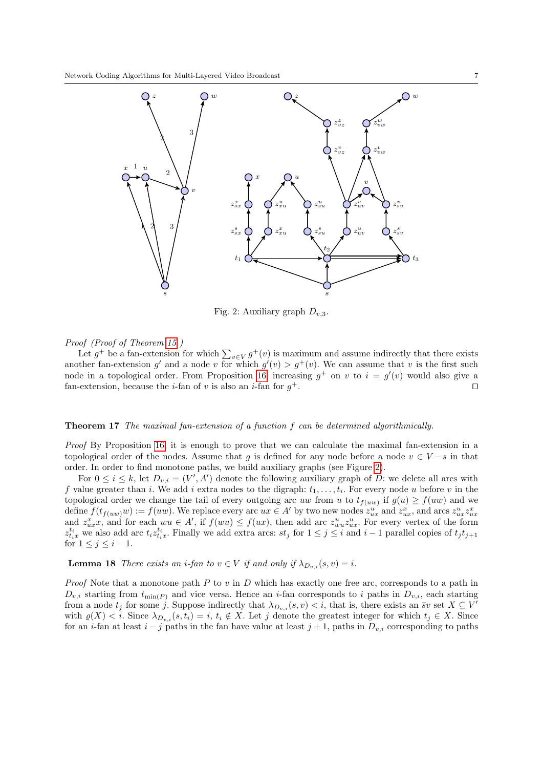Fig. 2: Auxiliary graph $D_{v,3}$.

*Proof (Proof of Theorem 15.)*

Let $g^+$ be a fan-extension for which $\sum_{v \in V} g^+(v)$ is maximum and assume indirectly that there exists another fan-extension $g'$ and a node $v$ for which $g'(v) > g^+(v)$. We can assume that $v$ is the first such node in a topological order. From Proposition 16, increasing $g^+$ on $v$ to $i = g'(v)$ would also give a fan-extension, because the $i$-fan of $v$ is also an $i$-fan for $g^+$. ⊓⊔

**Theorem 17** *The maximal fan-extension of a function $f$ can be determined algorithmically.*

*Proof* By Proposition 16, it is enough to prove that we can calculate the maximal fan-extension in a topological order of the nodes. Assume that $g$ is defined for any node before a node $v \in V - s$ in that order. In order to find monotone paths, we build auxiliary graphs (see Figure 2).

For $0 \leq i \leq k$, let $D_{v,i} = (V', A')$ denote the following auxiliary graph of $D$: we delete all arcs with $f$ value greater than $i$. We add $i$ extra nodes to the digraph: $t_1, \ldots, t_i$. For every node $u$ before $v$ in the topological order we change the tail of every outgoing arc $uw$ from $u$ to $t_{f(uw)}$ if $g(u) \geq f(uw)$ and we define $f(t_{f(uw)}w) := f(uw)$. We replace every arc $ux \in A'$ by two new nodes $z^u_{ux}$ and $z^x_{ux}$, and arcs $z^u_{ux}z^x_{ux}$ and $z^x_{ux}x$, and for each $wu \in A'$, if $f(wu) \leq f(ux)$, then add arc $z^u_{wu}z^u_{ux}$. For every vertex of the form $z^{t_i}_{t_ix}$ we also add arc $t_iz^{t_i}_{t_ix}$. Finally we add extra arcs: $st_j$ for $1 \leq j \leq i$ and $i-1$ parallel copies of $t_jt_{j+1}$ for $1 \leq j \leq i-1$.

**Lemma 18** *There exists an $i$-fan to $v \in V$ if and only if $\lambda_{D_{v,i}}(s, v) = i$.*

*Proof* Note that a monotone path $P$ to $v$ in $D$ which has exactly one free arc, corresponds to a path in $D_{v,i}$ starting from $t_{\min(P)}$ and vice versa. Hence an $i$-fan corresponds to $i$ paths in $D_{v,i}$, each starting from a node $t_j$ for some $j$. Suppose indirectly that $\lambda_{D_{v,i}}(s, v) < i$, that is, there exists an $\bar{s}v$ set $X \subseteq V'$ with $\varrho(X) < i$. Since $\lambda_{D_{v,i}}(s, t_i) = i$, $t_i \notin X$. Let $j$ denote the greatest integer for which $t_j \in X$. Since for an $i$-fan at least $i - j$ paths in the fan have value at least $j + 1$, paths in $D_{v,i}$ corresponding to paths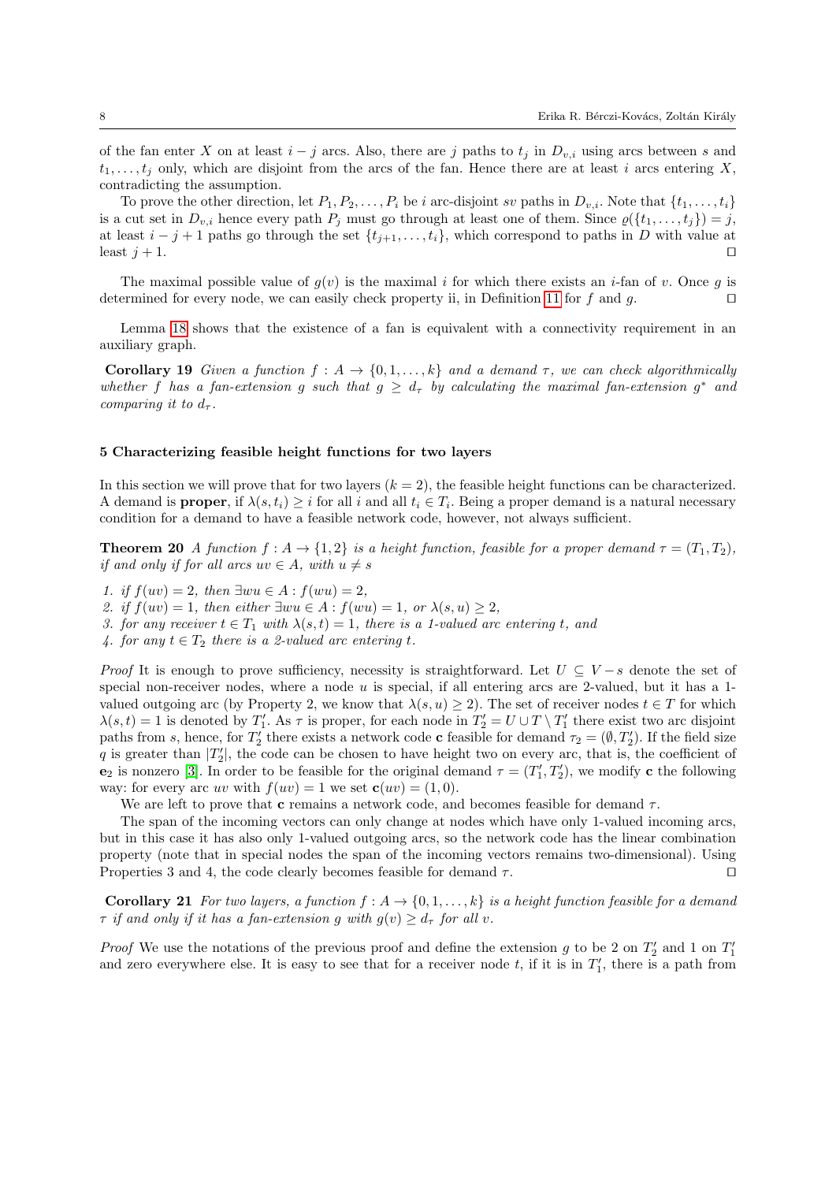of the fan enter $X$ on at least $i-j$ arcs. Also, there are $j$ paths to $t_j$ in $D_{v,i}$ using arcs between $s$ and $t_1,\dots,t_j$ only, which are disjoint from the arcs of the fan. Hence there are at least $i$ arcs entering $X$, contradicting the assumption.

To prove the other direction, let $P_1, P_2, \dots, P_i$ be $i$ arc-disjoint $sv$ paths in $D_{v,i}$. Note that $\{t_1,\dots,t_i\}$ is a cut set in $D_{v,i}$ hence every path $P_j$ must go through at least one of them. Since $\varrho(\{t_1,\dots,t_j\}) = j$, at least $i-j+1$ paths go through the set $\{t_{j+1},\dots,t_i\}$, which correspond to paths in $D$ with value at least $j+1$. □

The maximal possible value of $g(v)$ is the maximal $i$ for which there exists an $i$-fan of $v$. Once $g$ is determined for every node, we can easily check property ii, in Definition 11 for $f$ and $g$. □

Lemma 18 shows that the existence of a fan is equivalent with a connectivity requirement in an auxiliary graph.

**Corollary 19** *Given a function $f: A \to \{0,1,\dots,k\}$ and a demand $\tau$, we can check algorithmically whether $f$ has a fan-extension $g$ such that $g \geq d_\tau$ by calculating the maximal fan-extension $g^*$ and comparing it to $d_\tau$.*

## 5 Characterizing feasible height functions for two layers

In this section we will prove that for two layers ($k=2$), the feasible height functions can be characterized. A demand is **proper**, if $\lambda(s,t_i) \geq i$ for all $i$ and all $t_i \in T_i$. Being a proper demand is a natural necessary condition for a demand to have a feasible network code, however, not always sufficient.

**Theorem 20** *A function $f: A \to \{1,2\}$ is a height function, feasible for a proper demand $\tau = (T_1, T_2)$, if and only if for all arcs $uv \in A$, with $u \neq s$*

1. *if $f(uv) = 2$, then $\exists wu \in A: f(wu) = 2$,*
2. *if $f(uv) = 1$, then either $\exists wu \in A: f(wu) = 1$, or $\lambda(s,u) \geq 2$,*
3. *for any receiver $t \in T_1$ with $\lambda(s,t) = 1$, there is a 1-valued arc entering $t$, and*
4. *for any $t \in T_2$ there is a 2-valued arc entering $t$.*

*Proof* It is enough to prove sufficiency, necessity is straightforward. Let $U \subseteq V - s$ denote the set of special non-receiver nodes, where a node $u$ is special, if all entering arcs are 2-valued, but it has a 1-valued outgoing arc (by Property 2, we know that $\lambda(s,u) \geq 2$). The set of receiver nodes $t \in T$ for which $\lambda(s,t) = 1$ is denoted by $T_1'$. As $\tau$ is proper, for each node in $T_2' = U \cup T \setminus T_1'$ there exist two arc disjoint paths from $s$, hence, for $T_2'$ there exists a network code $\mathbf{c}$ feasible for demand $\tau_2 = (\emptyset, T_2')$. If the field size $q$ is greater than $|T_2'|$, the code can be chosen to have height two on every arc, that is, the coefficient of $\mathbf{e}_2$ is nonzero [3]. In order to be feasible for the original demand $\tau = (T_1', T_2')$, we modify $\mathbf{c}$ the following way: for every arc $uv$ with $f(uv) = 1$ we set $\mathbf{c}(uv) = (1,0)$.

We are left to prove that $\mathbf{c}$ remains a network code, and becomes feasible for demand $\tau$.

The span of the incoming vectors can only change at nodes which have only 1-valued incoming arcs, but in this case it has also only 1-valued outgoing arcs, so the network code has the linear combination property (note that in special nodes the span of the incoming vectors remains two-dimensional). Using Properties 3 and 4, the code clearly becomes feasible for demand $\tau$. □

**Corollary 21** *For two layers, a function $f: A \to \{0,1,\dots,k\}$ is a height function feasible for a demand $\tau$ if and only if it has a fan-extension $g$ with $g(v) \geq d_\tau$ for all $v$.*

*Proof* We use the notations of the previous proof and define the extension $g$ to be 2 on $T_2'$ and 1 on $T_1'$ and zero everywhere else. It is easy to see that for a receiver node $t$, if it is in $T_1'$, there is a path from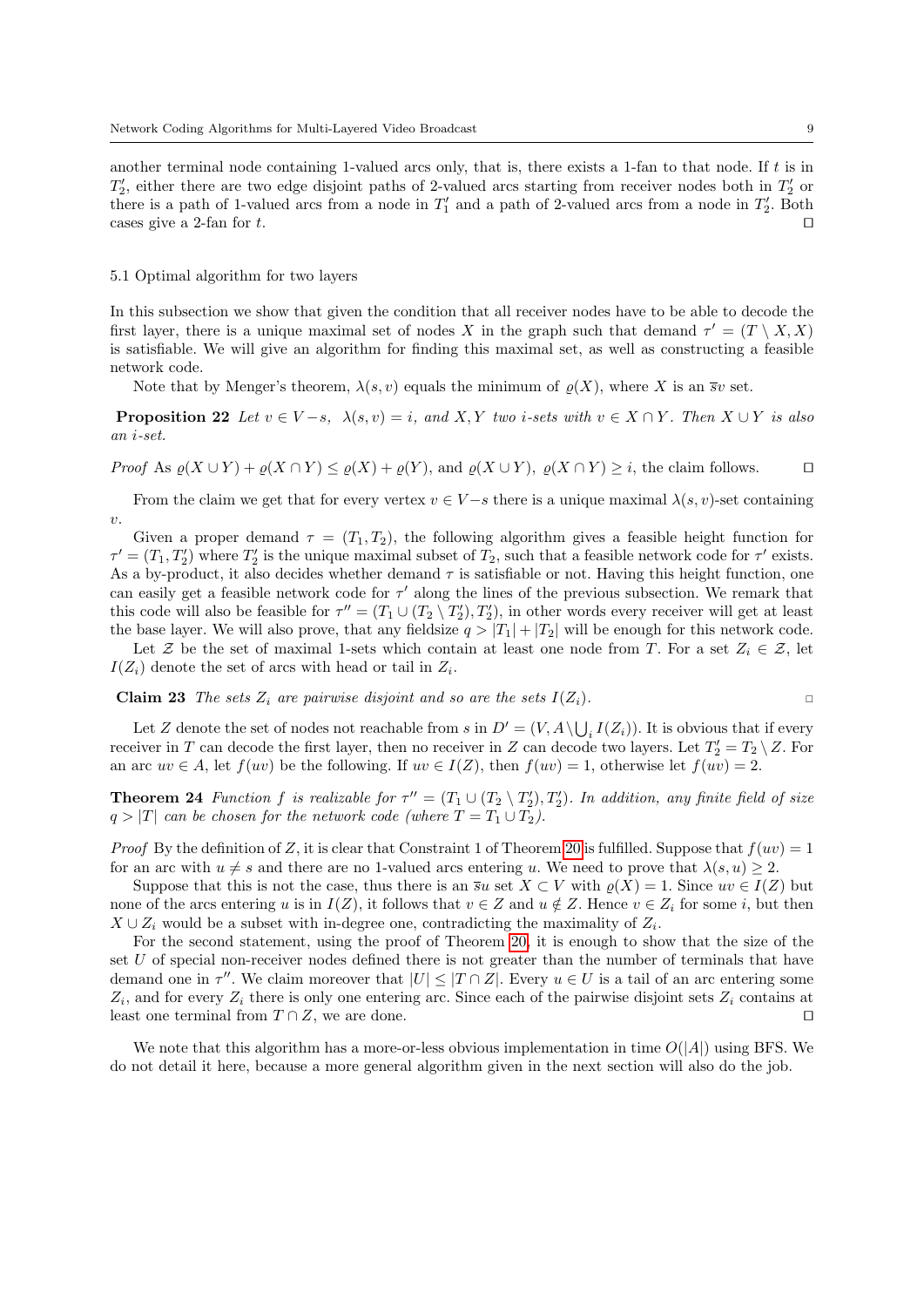another terminal node containing 1-valued arcs only, that is, there exists a 1-fan to that node. If $t$ is in $T_2'$, either there are two edge disjoint paths of 2-valued arcs starting from receiver nodes both in $T_2'$ or there is a path of 1-valued arcs from a node in $T_1'$ and a path of 2-valued arcs from a node in $T_2'$. Both cases give a 2-fan for $t$. ☐

### 5.1 Optimal algorithm for two layers

In this subsection we show that given the condition that all receiver nodes have to be able to decode the first layer, there is a unique maximal set of nodes $X$ in the graph such that demand $\tau' = (T \setminus X, X)$ is satisfiable. We will give an algorithm for finding this maximal set, as well as constructing a feasible network code.

Note that by Menger's theorem, $\lambda(s, v)$ equals the minimum of $\varrho(X)$, where $X$ is an $\bar{s}v$ set.

**Proposition 22** *Let $v \in V - s$, $\lambda(s, v) = i$, and $X, Y$ two $i$-sets with $v \in X \cap Y$. Then $X \cup Y$ is also an $i$-set.*

*Proof* As $\varrho(X \cup Y) + \varrho(X \cap Y) \leq \varrho(X) + \varrho(Y)$, and $\varrho(X \cup Y)$, $\varrho(X \cap Y) \geq i$, the claim follows. ☐

From the claim we get that for every vertex $v \in V - s$ there is a unique maximal $\lambda(s, v)$-set containing $v$.

Given a proper demand $\tau = (T_1, T_2)$, the following algorithm gives a feasible height function for $\tau' = (T_1, T_2')$ where $T_2'$ is the unique maximal subset of $T_2$, such that a feasible network code for $\tau'$ exists. As a by-product, it also decides whether demand $\tau$ is satisfiable or not. Having this height function, one can easily get a feasible network code for $\tau'$ along the lines of the previous subsection. We remark that this code will also be feasible for $\tau'' = (T_1 \cup (T_2 \setminus T_2'), T_2')$, in other words every receiver will get at least the base layer. We will also prove, that any fieldsize $q > |T_1| + |T_2|$ will be enough for this network code.

Let $\mathcal{Z}$ be the set of maximal 1-sets which contain at least one node from $T$. For a set $Z_i \in \mathcal{Z}$, let $I(Z_i)$ denote the set of arcs with head or tail in $Z_i$.

**Claim 23** *The sets $Z_i$ are pairwise disjoint and so are the sets $I(Z_i)$.* ▫

Let $Z$ denote the set of nodes not reachable from $s$ in $D' = (V, A \setminus \bigcup_i I(Z_i))$. It is obvious that if every receiver in $T$ can decode the first layer, then no receiver in $Z$ can decode two layers. Let $T_2' = T_2 \setminus Z$. For an arc $uv \in A$, let $f(uv)$ be the following. If $uv \in I(Z)$, then $f(uv) = 1$, otherwise let $f(uv) = 2$.

**Theorem 24** *Function $f$ is realizable for $\tau'' = (T_1 \cup (T_2 \setminus T_2'), T_2')$. In addition, any finite field of size $q > |T|$ can be chosen for the network code (where $T = T_1 \cup T_2$).*

*Proof* By the definition of $Z$, it is clear that Constraint 1 of Theorem 20 is fulfilled. Suppose that $f(uv) = 1$ for an arc with $u \neq s$ and there are no 1-valued arcs entering $u$. We need to prove that $\lambda(s, u) \geq 2$.

Suppose that this is not the case, thus there is an $\bar{s}u$ set $X \subset V$ with $\varrho(X) = 1$. Since $uv \in I(Z)$ but none of the arcs entering $u$ is in $I(Z)$, it follows that $v \in Z$ and $u \notin Z$. Hence $v \in Z_i$ for some $i$, but then $X \cup Z_i$ would be a subset with in-degree one, contradicting the maximality of $Z_i$.

For the second statement, using the proof of Theorem 20, it is enough to show that the size of the set $U$ of special non-receiver nodes defined there is not greater than the number of terminals that have demand one in $\tau''$. We claim moreover that $|U| \leq |T \cap Z|$. Every $u \in U$ is a tail of an arc entering some $Z_i$, and for every $Z_i$ there is only one entering arc. Since each of the pairwise disjoint sets $Z_i$ contains at least one terminal from $T \cap Z$, we are done. ☐

We note that this algorithm has a more-or-less obvious implementation in time $O(|A|)$ using BFS. We do not detail it here, because a more general algorithm given in the next section will also do the job.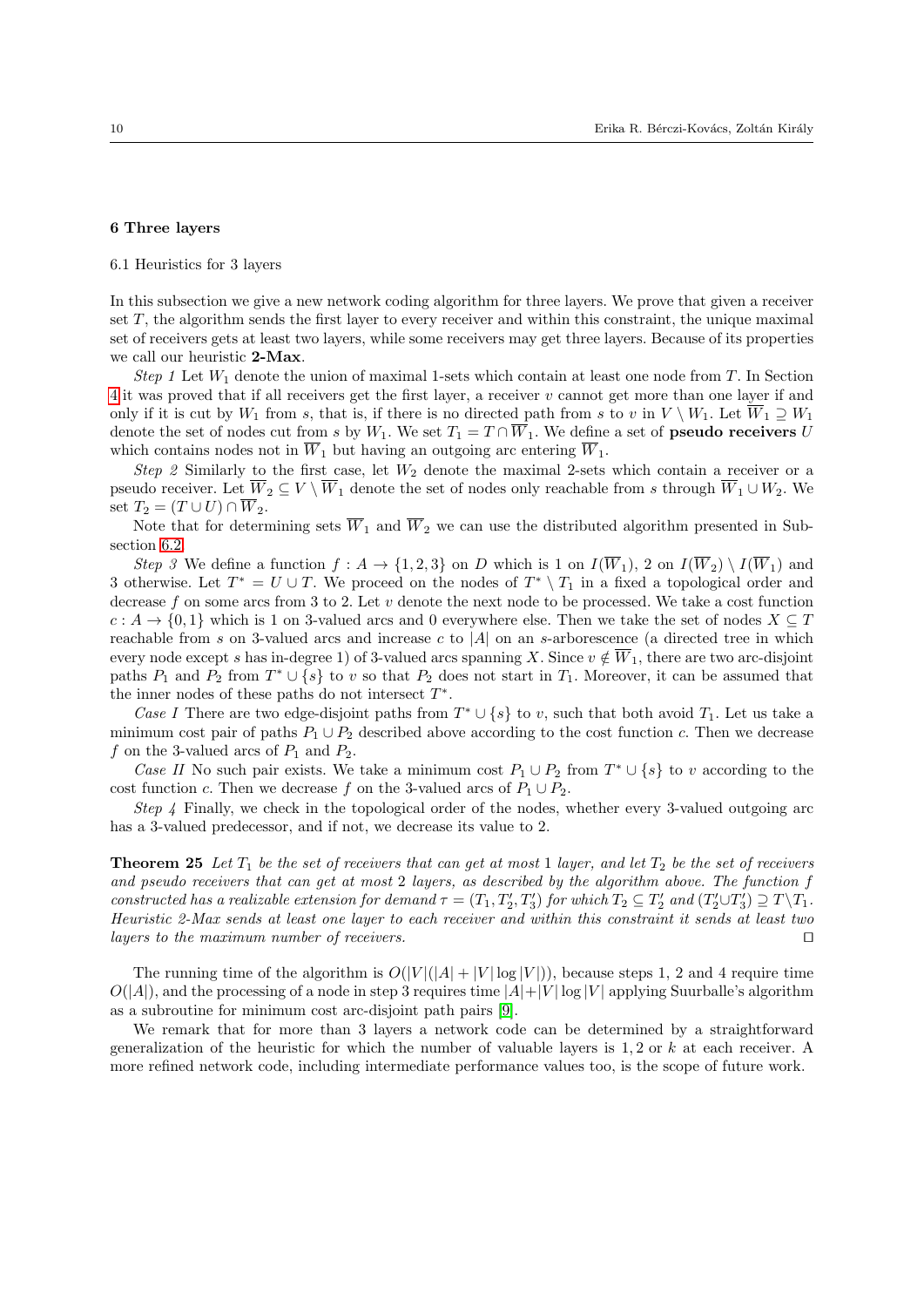## 6 Three layers

6.1 Heuristics for 3 layers

In this subsection we give a new network coding algorithm for three layers. We prove that given a receiver set $T$, the algorithm sends the first layer to every receiver and within this constraint, the unique maximal set of receivers gets at least two layers, while some receivers may get three layers. Because of its properties we call our heuristic **2-Max**.

*Step 1* Let $W_1$ denote the union of maximal 1-sets which contain at least one node from $T$. In Section 4 it was proved that if all receivers get the first layer, a receiver $v$ cannot get more than one layer if and only if it is cut by $W_1$ from $s$, that is, if there is no directed path from $s$ to $v$ in $V \setminus W_1$. Let $\overline{W}_1 \supseteq W_1$ denote the set of nodes cut from $s$ by $W_1$. We set $T_1 = T \cap \overline{W}_1$. We define a set of **pseudo receivers** $U$ which contains nodes not in $\overline{W}_1$ but having an outgoing arc entering $\overline{W}_1$.

*Step 2* Similarly to the first case, let $W_2$ denote the maximal 2-sets which contain a receiver or a pseudo receiver. Let $\overline{W}_2 \subseteq V \setminus \overline{W}_1$ denote the set of nodes only reachable from $s$ through $\overline{W}_1 \cup W_2$. We set $T_2 = (T \cup U) \cap \overline{W}_2$.

Note that for determining sets $\overline{W}_1$ and $\overline{W}_2$ we can use the distributed algorithm presented in Subsection 6.2.

*Step 3* We define a function $f : A \to \{1, 2, 3\}$ on $D$ which is 1 on $I(\overline{W}_1)$, 2 on $I(\overline{W}_2) \setminus I(\overline{W}_1)$ and 3 otherwise. Let $T^* = U \cup T$. We proceed on the nodes of $T^* \setminus T_1$ in a fixed a topological order and decrease $f$ on some arcs from 3 to 2. Let $v$ denote the next node to be processed. We take a cost function $c : A \to \{0, 1\}$ which is 1 on 3-valued arcs and 0 everywhere else. Then we take the set of nodes $X \subseteq T$ reachable from $s$ on 3-valued arcs and increase $c$ to $|A|$ on an $s$-arborescence (a directed tree in which every node except $s$ has in-degree 1) of 3-valued arcs spanning $X$. Since $v \notin \overline{W}_1$, there are two arc-disjoint paths $P_1$ and $P_2$ from $T^* \cup \{s\}$ to $v$ so that $P_2$ does not start in $T_1$. Moreover, it can be assumed that the inner nodes of these paths do not intersect $T^*$.

*Case I* There are two edge-disjoint paths from $T^* \cup \{s\}$ to $v$, such that both avoid $T_1$. Let us take a minimum cost pair of paths $P_1 \cup P_2$ described above according to the cost function $c$. Then we decrease $f$ on the 3-valued arcs of $P_1$ and $P_2$.

*Case II* No such pair exists. We take a minimum cost $P_1 \cup P_2$ from $T^* \cup \{s\}$ to $v$ according to the cost function $c$. Then we decrease $f$ on the 3-valued arcs of $P_1 \cup P_2$.

*Step 4* Finally, we check in the topological order of the nodes, whether every 3-valued outgoing arc has a 3-valued predecessor, and if not, we decrease its value to 2.

**Theorem 25** *Let $T_1$ be the set of receivers that can get at most 1 layer, and let $T_2$ be the set of receivers and pseudo receivers that can get at most 2 layers, as described by the algorithm above. The function $f$ constructed has a realizable extension for demand $\tau = (T_1, T_2', T_3')$ for which $T_2 \subseteq T_2'$ and $(T_2' \cup T_3') \supseteq T \setminus T_1$. Heuristic 2-Max sends at least one layer to each receiver and within this constraint it sends at least two layers to the maximum number of receivers.* □

The running time of the algorithm is $O(|V|(|A| + |V| \log |V|))$, because steps 1, 2 and 4 require time $O(|A|)$, and the processing of a node in step 3 requires time $|A| + |V| \log |V|$ applying Suurballe's algorithm as a subroutine for minimum cost arc-disjoint path pairs [9].

We remark that for more than 3 layers a network code can be determined by a straightforward generalization of the heuristic for which the number of valuable layers is $1, 2$ or $k$ at each receiver. A more refined network code, including intermediate performance values too, is the scope of future work.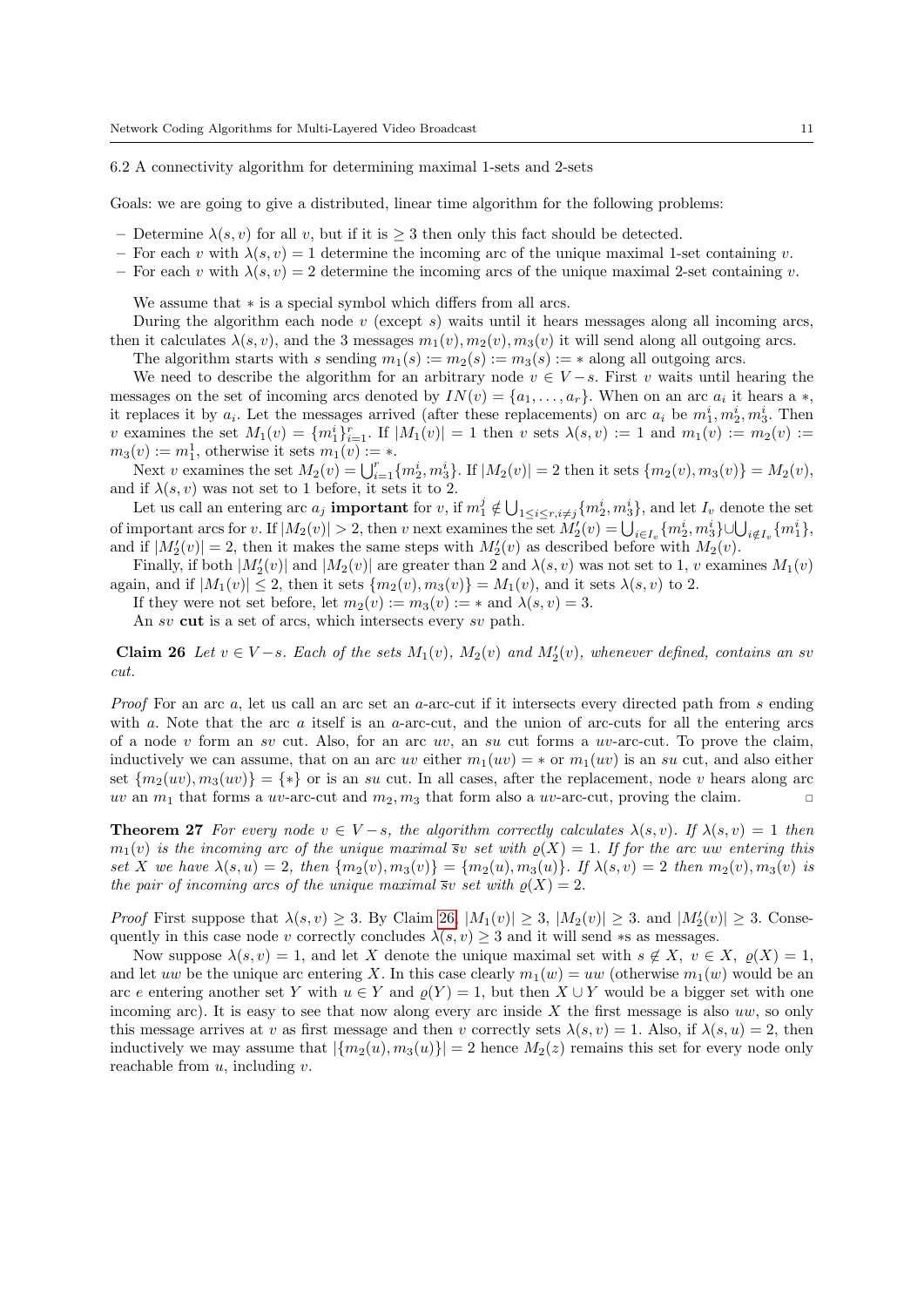### 6.2 A connectivity algorithm for determining maximal 1-sets and 2-sets

Goals: we are going to give a distributed, linear time algorithm for the following problems:

- Determine $\lambda(s,v)$ for all $v$, but if it is $\geq 3$ then only this fact should be detected.
- For each $v$ with $\lambda(s,v)=1$ determine the incoming arc of the unique maximal 1-set containing $v$.
- For each $v$ with $\lambda(s,v)=2$ determine the incoming arcs of the unique maximal 2-set containing $v$.

We assume that $*$ is a special symbol which differs from all arcs.

During the algorithm each node $v$ (except $s$) waits until it hears messages along all incoming arcs, then it calculates $\lambda(s,v)$, and the 3 messages $m_1(v), m_2(v), m_3(v)$ it will send along all outgoing arcs.

The algorithm starts with $s$ sending $m_1(s) := m_2(s) := m_3(s) := *$ along all outgoing arcs.

We need to describe the algorithm for an arbitrary node $v \in V-s$. First $v$ waits until hearing the messages on the set of incoming arcs denoted by $IN(v) = \{a_1, \ldots, a_r\}$. When on an arc $a_i$ it hears a $*$, it replaces it by $a_i$. Let the messages arrived (after these replacements) on arc $a_i$ be $m_1^i, m_2^i, m_3^i$. Then $v$ examines the set $M_1(v) = \{m_1^i\}_{i=1}^r$. If $|M_1(v)| = 1$ then $v$ sets $\lambda(s,v) := 1$ and $m_1(v) := m_2(v) := m_3(v) := m_1^1$, otherwise it sets $m_1(v) := *$.

Next $v$ examines the set $M_2(v) = \bigcup_{i=1}^r \{m_2^i, m_3^i\}$. If $|M_2(v)| = 2$ then it sets $\{m_2(v), m_3(v)\} = M_2(v)$, and if $\lambda(s,v)$ was not set to 1 before, it sets it to 2.

Let us call an entering arc $a_j$ **important** for $v$, if $m_1^j \notin \bigcup_{1\leq i\leq r, i\neq j}\{m_2^i, m_3^i\}$, and let $I_v$ denote the set of important arcs for $v$. If $|M_2(v)| > 2$, then $v$ next examines the set $M_2'(v) = \bigcup_{i\in I_v}\{m_2^i, m_3^i\} \cup \bigcup_{i\notin I_v}\{m_1^i\}$, and if $|M_2'(v)| = 2$, then it makes the same steps with $M_2'(v)$ as described before with $M_2(v)$.

Finally, if both $|M_2'(v)|$ and $|M_2(v)|$ are greater than 2 and $\lambda(s,v)$ was not set to 1, $v$ examines $M_1(v)$ again, and if $|M_1(v)| \leq 2$, then it sets $\{m_2(v), m_3(v)\} = M_1(v)$, and it sets $\lambda(s,v)$ to 2.

If they were not set before, let $m_2(v) := m_3(v) := *$ and $\lambda(s,v) = 3$.

An $sv$ **cut** is a set of arcs, which intersects every $sv$ path.

**Claim 26** *Let $v \in V-s$. Each of the sets $M_1(v)$, $M_2(v)$ and $M_2'(v)$, whenever defined, contains an $sv$ cut.*

*Proof* For an arc $a$, let us call an arc set an $a$-arc-cut if it intersects every directed path from $s$ ending with $a$. Note that the arc $a$ itself is an $a$-arc-cut, and the union of arc-cuts for all the entering arcs of a node $v$ form an $sv$ cut. Also, for an arc $uv$, an $su$ cut forms a $uv$-arc-cut. To prove the claim, inductively we can assume, that on an arc $uv$ either $m_1(uv) = *$ or $m_1(uv)$ is an $su$ cut, and also either set $\{m_2(uv), m_3(uv)\} = \{*\}$ or is an $su$ cut. In all cases, after the replacement, node $v$ hears along arc $uv$ an $m_1$ that forms a $uv$-arc-cut and $m_2, m_3$ that form also a $uv$-arc-cut, proving the claim. $\square$

**Theorem 27** *For every node $v \in V-s$, the algorithm correctly calculates $\lambda(s,v)$. If $\lambda(s,v) = 1$ then $m_1(v)$ is the incoming arc of the unique maximal $\bar{s}v$ set with $\varrho(X) = 1$. If for the arc $uw$ entering this set $X$ we have $\lambda(s,u) = 2$, then $\{m_2(v), m_3(v)\} = \{m_2(u), m_3(u)\}$. If $\lambda(s,v) = 2$ then $m_2(v), m_3(v)$ is the pair of incoming arcs of the unique maximal $\bar{s}v$ set with $\varrho(X) = 2$.*

*Proof* First suppose that $\lambda(s,v) \geq 3$. By Claim 26, $|M_1(v)| \geq 3$, $|M_2(v)| \geq 3$. and $|M_2'(v)| \geq 3$. Consequently in this case node $v$ correctly concludes $\lambda(s,v) \geq 3$ and it will send $*$s as messages.

Now suppose $\lambda(s,v) = 1$, and let $X$ denote the unique maximal set with $s \notin X$, $v \in X$, $\varrho(X) = 1$, and let $uw$ be the unique arc entering $X$. In this case clearly $m_1(w) = uw$ (otherwise $m_1(w)$ would be an arc $e$ entering another set $Y$ with $u \in Y$ and $\varrho(Y) = 1$, but then $X \cup Y$ would be a bigger set with one incoming arc). It is easy to see that now along every arc inside $X$ the first message is also $uw$, so only this message arrives at $v$ as first message and then $v$ correctly sets $\lambda(s,v) = 1$. Also, if $\lambda(s,u) = 2$, then inductively we may assume that $|\{m_2(u), m_3(u)\}| = 2$ hence $M_2(z)$ remains this set for every node only reachable from $u$, including $v$.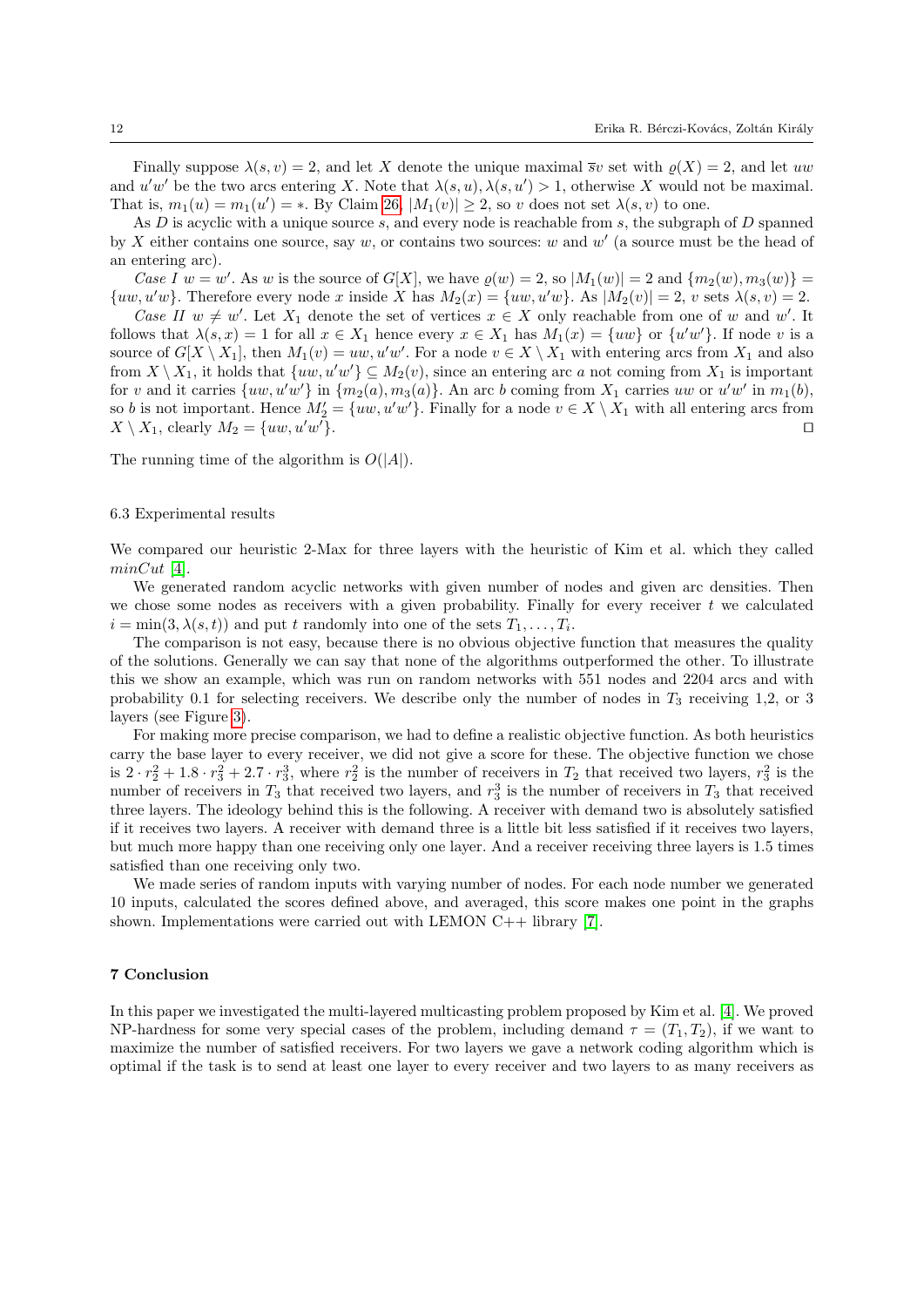Finally suppose $\lambda(s,v)=2$, and let $X$ denote the unique maximal $\bar{s}v$ set with $\varrho(X)=2$, and let $uw$ and $u'w'$ be the two arcs entering $X$. Note that $\lambda(s,u),\lambda(s,u')>1$, otherwise $X$ would not be maximal. That is, $m_1(u)=m_1(u')=*$. By Claim 26, $|M_1(v)|\geq 2$, so $v$ does not set $\lambda(s,v)$ to one.

As $D$ is acyclic with a unique source $s$, and every node is reachable from $s$, the subgraph of $D$ spanned by $X$ either contains one source, say $w$, or contains two sources: $w$ and $w'$ (a source must be the head of an entering arc).

*Case I* $w=w'$. As $w$ is the source of $G[X]$, we have $\varrho(w)=2$, so $|M_1(w)|=2$ and $\{m_2(w),m_3(w)\}=\{uw,u'w\}$. Therefore every node $x$ inside $X$ has $M_2(x)=\{uw,u'w\}$. As $|M_2(v)|=2$, $v$ sets $\lambda(s,v)=2$.

*Case II* $w\neq w'$. Let $X_1$ denote the set of vertices $x\in X$ only reachable from one of $w$ and $w'$. It follows that $\lambda(s,x)=1$ for all $x\in X_1$ hence every $x\in X_1$ has $M_1(x)=\{uw\}$ or $\{u'w'\}$. If node $v$ is a source of $G[X\setminus X_1]$, then $M_1(v)=uw,u'w'$. For a node $v\in X\setminus X_1$ with entering arcs from $X_1$ and also from $X\setminus X_1$, it holds that $\{uw,u'w'\}\subseteq M_2(v)$, since an entering arc $a$ not coming from $X_1$ is important for $v$ and it carries $\{uw,u'w'\}$ in $\{m_2(a),m_3(a)\}$. An arc $b$ coming from $X_1$ carries $uw$ or $u'w'$ in $m_1(b)$, so $b$ is not important. Hence $M_2'=\{uw,u'w'\}$. Finally for a node $v\in X\setminus X_1$ with all entering arcs from $X\setminus X_1$, clearly $M_2=\{uw,u'w'\}$. ⊓⊔

The running time of the algorithm is $O(|A|)$.

### 6.3 Experimental results

We compared our heuristic 2-Max for three layers with the heuristic of Kim et al. which they called *minCut* [4].

We generated random acyclic networks with given number of nodes and given arc densities. Then we chose some nodes as receivers with a given probability. Finally for every receiver $t$ we calculated $i=\min(3,\lambda(s,t))$ and put $t$ randomly into one of the sets $T_1,\ldots,T_i$.

The comparison is not easy, because there is no obvious objective function that measures the quality of the solutions. Generally we can say that none of the algorithms outperformed the other. To illustrate this we show an example, which was run on random networks with 551 nodes and 2204 arcs and with probability 0.1 for selecting receivers. We describe only the number of nodes in $T_3$ receiving 1,2, or 3 layers (see Figure 3).

For making more precise comparison, we had to define a realistic objective function. As both heuristics carry the base layer to every receiver, we did not give a score for these. The objective function we chose is $2\cdot r_2^2+1.8\cdot r_3^2+2.7\cdot r_3^3$, where $r_2^2$ is the number of receivers in $T_2$ that received two layers, $r_3^2$ is the number of receivers in $T_3$ that received two layers, and $r_3^3$ is the number of receivers in $T_3$ that received three layers. The ideology behind this is the following. A receiver with demand two is absolutely satisfied if it receives two layers. A receiver with demand three is a little bit less satisfied if it receives two layers, but much more happy than one receiving only one layer. And a receiver receiving three layers is 1.5 times satisfied than one receiving only two.

We made series of random inputs with varying number of nodes. For each node number we generated 10 inputs, calculated the scores defined above, and averaged, this score makes one point in the graphs shown. Implementations were carried out with LEMON C++ library [7].

## 7 Conclusion

In this paper we investigated the multi-layered multicasting problem proposed by Kim et al. [4]. We proved NP-hardness for some very special cases of the problem, including demand $\tau=(T_1,T_2)$, if we want to maximize the number of satisfied receivers. For two layers we gave a network coding algorithm which is optimal if the task is to send at least one layer to every receiver and two layers to as many receivers as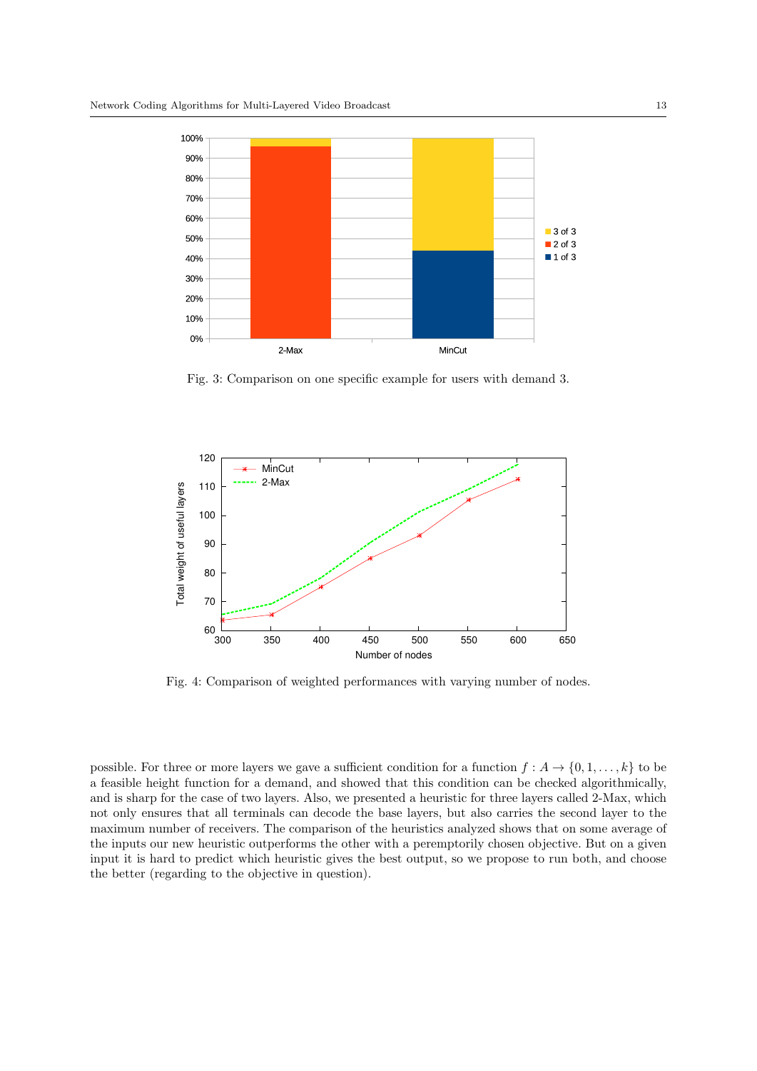Fig. 3: Comparison on one specific example for users with demand 3.

Fig. 4: Comparison of weighted performances with varying number of nodes.

possible. For three or more layers we gave a sufficient condition for a function $f : A \to \{0, 1, \ldots, k\}$ to be a feasible height function for a demand, and showed that this condition can be checked algorithmically, and is sharp for the case of two layers. Also, we presented a heuristic for three layers called 2-Max, which not only ensures that all terminals can decode the base layers, but also carries the second layer to the maximum number of receivers. The comparison of the heuristics analyzed shows that on some average of the inputs our new heuristic outperforms the other with a peremptorily chosen objective. But on a given input it is hard to predict which heuristic gives the best output, so we propose to run both, and choose the better (regarding to the objective in question).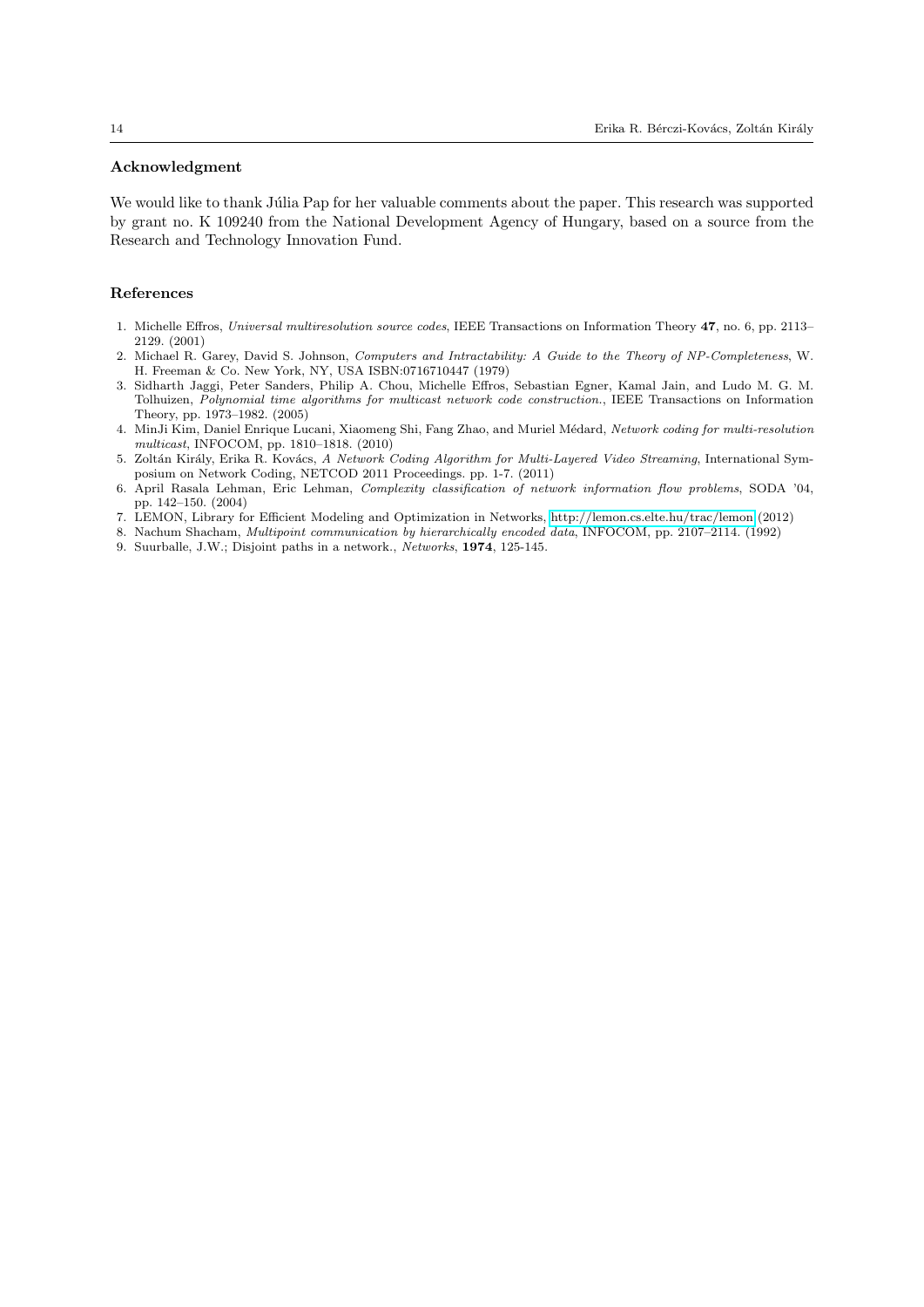## Acknowledgment

We would like to thank Júlia Pap for her valuable comments about the paper. This research was supported by grant no. K 109240 from the National Development Agency of Hungary, based on a source from the Research and Technology Innovation Fund.

## References

1. Michelle Effros, *Universal multiresolution source codes*, IEEE Transactions on Information Theory **47**, no. 6, pp. 2113–2129. (2001)
2. Michael R. Garey, David S. Johnson, *Computers and Intractability: A Guide to the Theory of NP-Completeness*, W. H. Freeman & Co. New York, NY, USA ISBN:0716710447 (1979)
3. Sidharth Jaggi, Peter Sanders, Philip A. Chou, Michelle Effros, Sebastian Egner, Kamal Jain, and Ludo M. G. M. Tolhuizen, *Polynomial time algorithms for multicast network code construction.*, IEEE Transactions on Information Theory, pp. 1973–1982. (2005)
4. MinJi Kim, Daniel Enrique Lucani, Xiaomeng Shi, Fang Zhao, and Muriel Médard, *Network coding for multi-resolution multicast*, INFOCOM, pp. 1810–1818. (2010)
5. Zoltán Király, Erika R. Kovács, *A Network Coding Algorithm for Multi-Layered Video Streaming*, International Symposium on Network Coding, NETCOD 2011 Proceedings. pp. 1-7. (2011)
6. April Rasala Lehman, Eric Lehman, *Complexity classification of network information flow problems*, SODA '04, pp. 142–150. (2004)
7. LEMON, Library for Efficient Modeling and Optimization in Networks, http://lemon.cs.elte.hu/trac/lemon (2012)
8. Nachum Shacham, *Multipoint communication by hierarchically encoded data*, INFOCOM, pp. 2107–2114. (1992)
9. Suurballe, J.W.; Disjoint paths in a network., *Networks*, **1974**, 125-145.